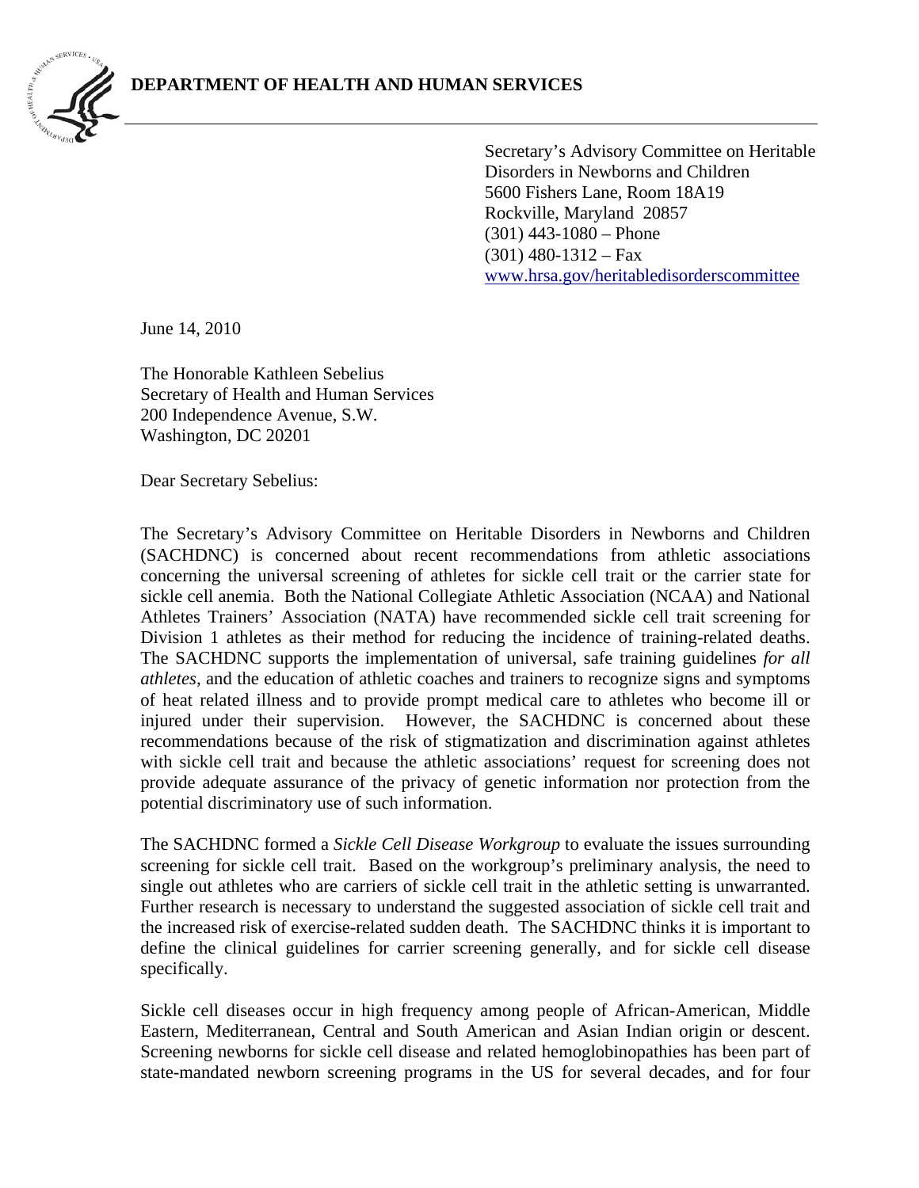**DEPARTMENT OF HEALTH AND HUMAN SERVICES**

Secretary's Advisory Committee on Heritable Disorders in Newborns and Children
5600 Fishers Lane, Room 18A19
Rockville, Maryland 20857
(301) 443-1080 – Phone
(301) 480-1312 – Fax
www.hrsa.gov/heritabledisorderscommittee

June 14, 2010

The Honorable Kathleen Sebelius
Secretary of Health and Human Services
200 Independence Avenue, S.W.
Washington, DC 20201

Dear Secretary Sebelius:

The Secretary's Advisory Committee on Heritable Disorders in Newborns and Children (SACHDNC) is concerned about recent recommendations from athletic associations concerning the universal screening of athletes for sickle cell trait or the carrier state for sickle cell anemia. Both the National Collegiate Athletic Association (NCAA) and National Athletes Trainers' Association (NATA) have recommended sickle cell trait screening for Division 1 athletes as their method for reducing the incidence of training-related deaths. The SACHDNC supports the implementation of universal, safe training guidelines *for all athletes*, and the education of athletic coaches and trainers to recognize signs and symptoms of heat related illness and to provide prompt medical care to athletes who become ill or injured under their supervision. However, the SACHDNC is concerned about these recommendations because of the risk of stigmatization and discrimination against athletes with sickle cell trait and because the athletic associations' request for screening does not provide adequate assurance of the privacy of genetic information nor protection from the potential discriminatory use of such information.

The SACHDNC formed a *Sickle Cell Disease Workgroup* to evaluate the issues surrounding screening for sickle cell trait. Based on the workgroup's preliminary analysis, the need to single out athletes who are carriers of sickle cell trait in the athletic setting is unwarranted. Further research is necessary to understand the suggested association of sickle cell trait and the increased risk of exercise-related sudden death. The SACHDNC thinks it is important to define the clinical guidelines for carrier screening generally, and for sickle cell disease specifically.

Sickle cell diseases occur in high frequency among people of African-American, Middle Eastern, Mediterranean, Central and South American and Asian Indian origin or descent. Screening newborns for sickle cell disease and related hemoglobinopathies has been part of state-mandated newborn screening programs in the US for several decades, and for four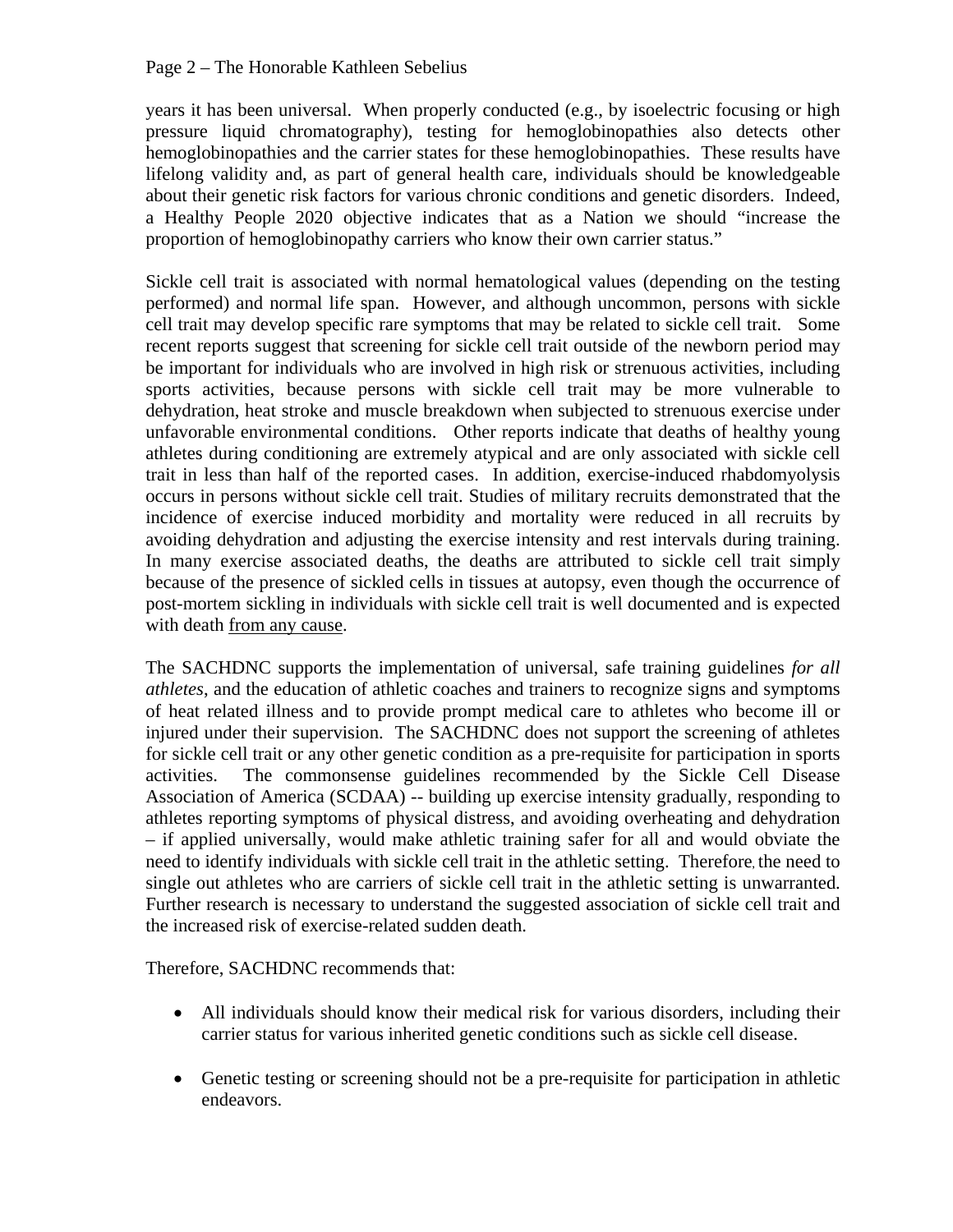years it has been universal. When properly conducted (e.g., by isoelectric focusing or high pressure liquid chromatography), testing for hemoglobinopathies also detects other hemoglobinopathies and the carrier states for these hemoglobinopathies. These results have lifelong validity and, as part of general health care, individuals should be knowledgeable about their genetic risk factors for various chronic conditions and genetic disorders. Indeed, a Healthy People 2020 objective indicates that as a Nation we should "increase the proportion of hemoglobinopathy carriers who know their own carrier status."

Sickle cell trait is associated with normal hematological values (depending on the testing performed) and normal life span. However, and although uncommon, persons with sickle cell trait may develop specific rare symptoms that may be related to sickle cell trait. Some recent reports suggest that screening for sickle cell trait outside of the newborn period may be important for individuals who are involved in high risk or strenuous activities, including sports activities, because persons with sickle cell trait may be more vulnerable to dehydration, heat stroke and muscle breakdown when subjected to strenuous exercise under unfavorable environmental conditions. Other reports indicate that deaths of healthy young athletes during conditioning are extremely atypical and are only associated with sickle cell trait in less than half of the reported cases. In addition, exercise-induced rhabdomyolysis occurs in persons without sickle cell trait. Studies of military recruits demonstrated that the incidence of exercise induced morbidity and mortality were reduced in all recruits by avoiding dehydration and adjusting the exercise intensity and rest intervals during training. In many exercise associated deaths, the deaths are attributed to sickle cell trait simply because of the presence of sickled cells in tissues at autopsy, even though the occurrence of post-mortem sickling in individuals with sickle cell trait is well documented and is expected with death <u>from any cause</u>.

The SACHDNC supports the implementation of universal, safe training guidelines *for all athletes*, and the education of athletic coaches and trainers to recognize signs and symptoms of heat related illness and to provide prompt medical care to athletes who become ill or injured under their supervision. The SACHDNC does not support the screening of athletes for sickle cell trait or any other genetic condition as a pre-requisite for participation in sports activities. The commonsense guidelines recommended by the Sickle Cell Disease Association of America (SCDAA) -- building up exercise intensity gradually, responding to athletes reporting symptoms of physical distress, and avoiding overheating and dehydration – if applied universally, would make athletic training safer for all and would obviate the need to identify individuals with sickle cell trait in the athletic setting. Therefore, the need to single out athletes who are carriers of sickle cell trait in the athletic setting is unwarranted. Further research is necessary to understand the suggested association of sickle cell trait and the increased risk of exercise-related sudden death.

Therefore, SACHDNC recommends that:

- All individuals should know their medical risk for various disorders, including their carrier status for various inherited genetic conditions such as sickle cell disease.
- Genetic testing or screening should not be a pre-requisite for participation in athletic endeavors.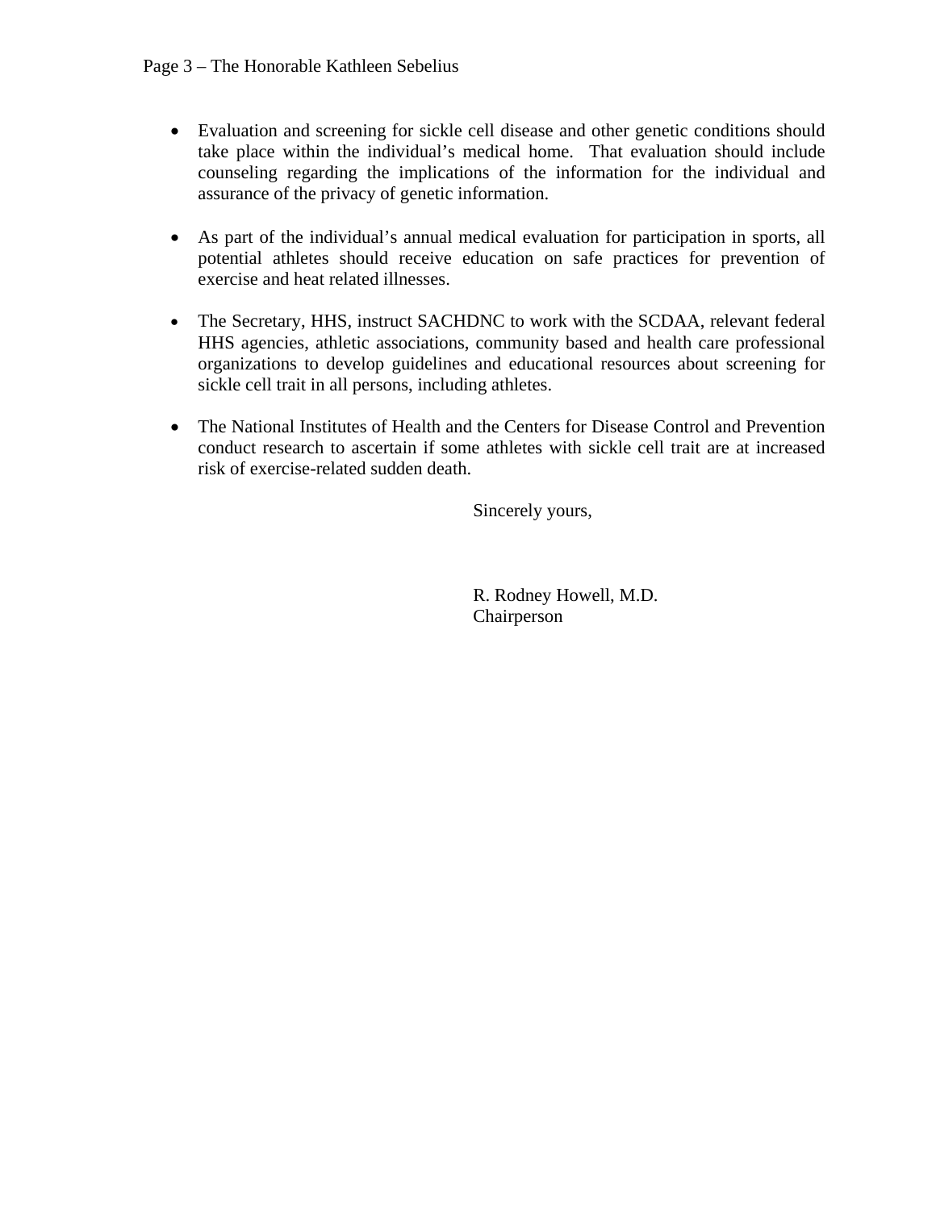- Evaluation and screening for sickle cell disease and other genetic conditions should take place within the individual's medical home. That evaluation should include counseling regarding the implications of the information for the individual and assurance of the privacy of genetic information.

- As part of the individual's annual medical evaluation for participation in sports, all potential athletes should receive education on safe practices for prevention of exercise and heat related illnesses.

- The Secretary, HHS, instruct SACHDNC to work with the SCDAA, relevant federal HHS agencies, athletic associations, community based and health care professional organizations to develop guidelines and educational resources about screening for sickle cell trait in all persons, including athletes.

- The National Institutes of Health and the Centers for Disease Control and Prevention conduct research to ascertain if some athletes with sickle cell trait are at increased risk of exercise-related sudden death.

Sincerely yours,

R. Rodney Howell, M.D.
Chairperson